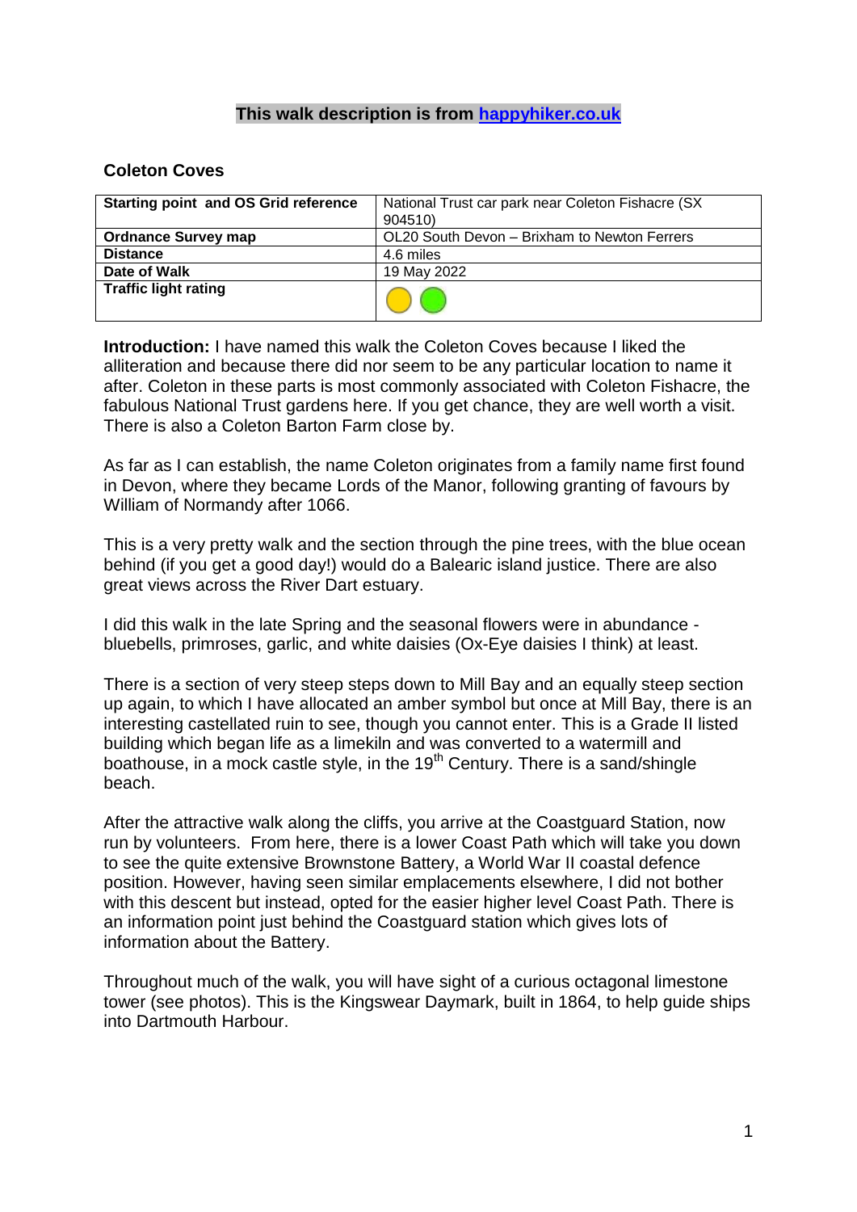**This walk description is from [happyhiker.co.uk](http://happyhiker.co.uk)**

## Coleton Coves

| Starting point and OS Grid reference | National Trust car park near Coleton Fishacre (SX 904510) |
|---|---|
| **Ordnance Survey map** | OL20 South Devon – Brixham to Newton Ferrers |
| **Distance** | 4.6 miles |
| **Date of Walk** | 19 May 2022 |
| **Traffic light rating** | 🟡 🟢 |

**Introduction:** I have named this walk the Coleton Coves because I liked the alliteration and because there did nor seem to be any particular location to name it after. Coleton in these parts is most commonly associated with Coleton Fishacre, the fabulous National Trust gardens here. If you get chance, they are well worth a visit. There is also a Coleton Barton Farm close by.

As far as I can establish, the name Coleton originates from a family name first found in Devon, where they became Lords of the Manor, following granting of favours by William of Normandy after 1066.

This is a very pretty walk and the section through the pine trees, with the blue ocean behind (if you get a good day!) would do a Balearic island justice. There are also great views across the River Dart estuary.

I did this walk in the late Spring and the seasonal flowers were in abundance - bluebells, primroses, garlic, and white daisies (Ox-Eye daisies I think) at least.

There is a section of very steep steps down to Mill Bay and an equally steep section up again, to which I have allocated an amber symbol but once at Mill Bay, there is an interesting castellated ruin to see, though you cannot enter. This is a Grade II listed building which began life as a limekiln and was converted to a watermill and boathouse, in a mock castle style, in the 19th Century. There is a sand/shingle beach.

After the attractive walk along the cliffs, you arrive at the Coastguard Station, now run by volunteers. From here, there is a lower Coast Path which will take you down to see the quite extensive Brownstone Battery, a World War II coastal defence position. However, having seen similar emplacements elsewhere, I did not bother with this descent but instead, opted for the easier higher level Coast Path. There is an information point just behind the Coastguard station which gives lots of information about the Battery.

Throughout much of the walk, you will have sight of a curious octagonal limestone tower (see photos). This is the Kingswear Daymark, built in 1864, to help guide ships into Dartmouth Harbour.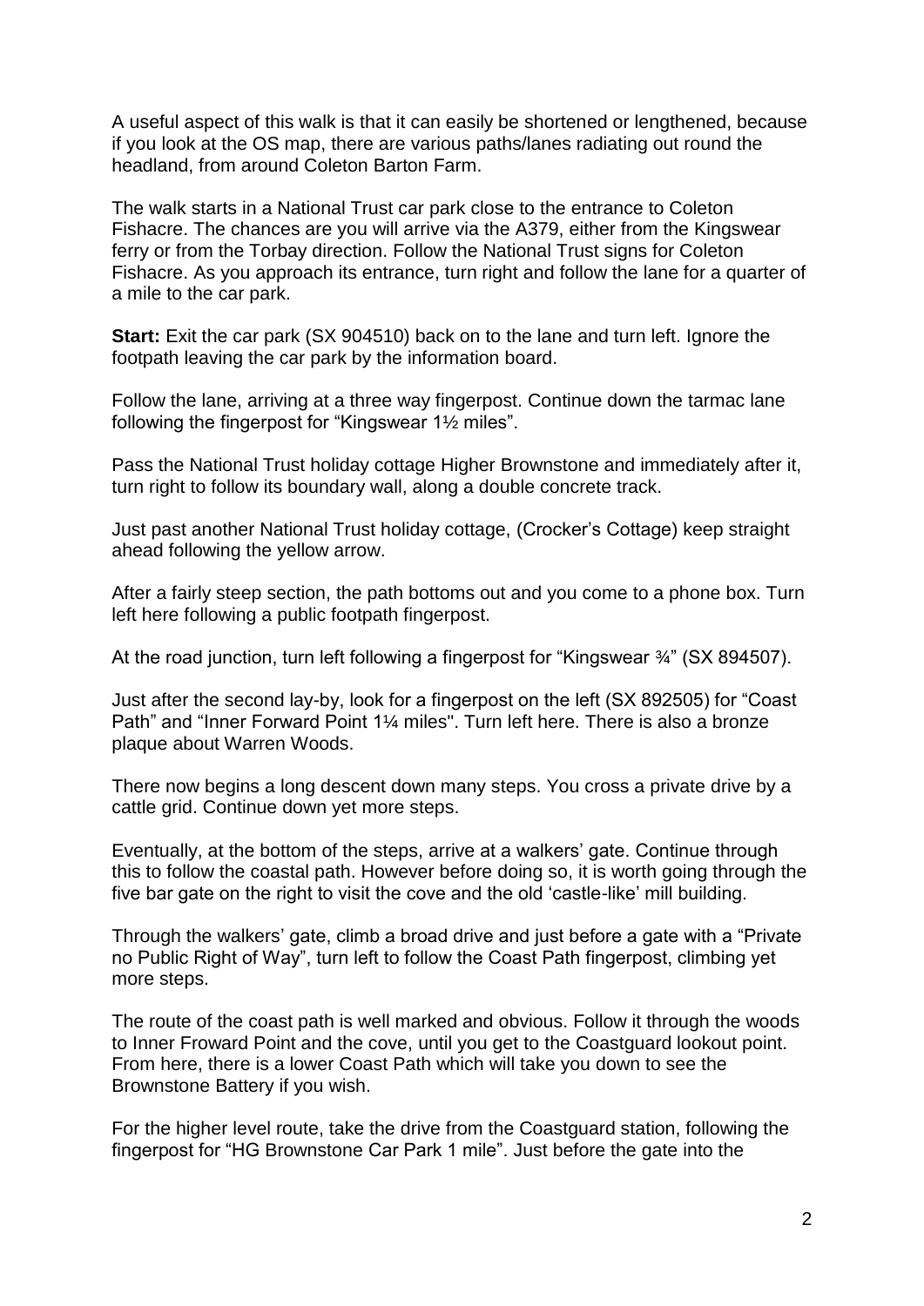A useful aspect of this walk is that it can easily be shortened or lengthened, because if you look at the OS map, there are various paths/lanes radiating out round the headland, from around Coleton Barton Farm.

The walk starts in a National Trust car park close to the entrance to Coleton Fishacre. The chances are you will arrive via the A379, either from the Kingswear ferry or from the Torbay direction. Follow the National Trust signs for Coleton Fishacre. As you approach its entrance, turn right and follow the lane for a quarter of a mile to the car park.

**Start:** Exit the car park (SX 904510) back on to the lane and turn left. Ignore the footpath leaving the car park by the information board.

Follow the lane, arriving at a three way fingerpost. Continue down the tarmac lane following the fingerpost for "Kingswear 1½ miles".

Pass the National Trust holiday cottage Higher Brownstone and immediately after it, turn right to follow its boundary wall, along a double concrete track.

Just past another National Trust holiday cottage, (Crocker's Cottage) keep straight ahead following the yellow arrow.

After a fairly steep section, the path bottoms out and you come to a phone box. Turn left here following a public footpath fingerpost.

At the road junction, turn left following a fingerpost for "Kingswear ¾" (SX 894507).

Just after the second lay-by, look for a fingerpost on the left (SX 892505) for "Coast Path" and "Inner Forward Point 1¼ miles". Turn left here. There is also a bronze plaque about Warren Woods.

There now begins a long descent down many steps. You cross a private drive by a cattle grid. Continue down yet more steps.

Eventually, at the bottom of the steps, arrive at a walkers' gate. Continue through this to follow the coastal path. However before doing so, it is worth going through the five bar gate on the right to visit the cove and the old 'castle-like' mill building.

Through the walkers' gate, climb a broad drive and just before a gate with a "Private no Public Right of Way", turn left to follow the Coast Path fingerpost, climbing yet more steps.

The route of the coast path is well marked and obvious. Follow it through the woods to Inner Froward Point and the cove, until you get to the Coastguard lookout point. From here, there is a lower Coast Path which will take you down to see the Brownstone Battery if you wish.

For the higher level route, take the drive from the Coastguard station, following the fingerpost for "HG Brownstone Car Park 1 mile". Just before the gate into the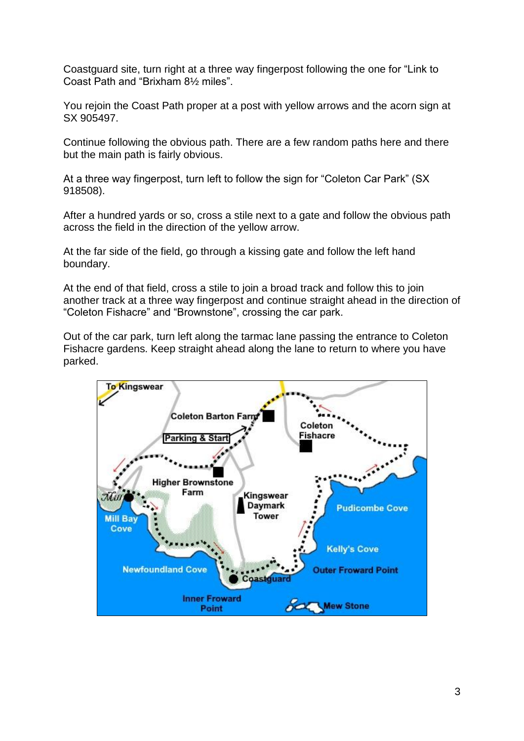Coastguard site, turn right at a three way fingerpost following the one for "Link to Coast Path and "Brixham 8½ miles".

You rejoin the Coast Path proper at a post with yellow arrows and the acorn sign at SX 905497.

Continue following the obvious path. There are a few random paths here and there but the main path is fairly obvious.

At a three way fingerpost, turn left to follow the sign for "Coleton Car Park" (SX 918508).

After a hundred yards or so, cross a stile next to a gate and follow the obvious path across the field in the direction of the yellow arrow.

At the far side of the field, go through a kissing gate and follow the left hand boundary.

At the end of that field, cross a stile to join a broad track and follow this to join another track at a three way fingerpost and continue straight ahead in the direction of "Coleton Fishacre" and "Brownstone", crossing the car park.

Out of the car park, turn left along the tarmac lane passing the entrance to Coleton Fishacre gardens. Keep straight ahead along the lane to return to where you have parked.

To Kingswear

Coleton Barton Farm

Parking & Start

Coleton Fishacre

Higher Brownstone Farm

Mill

Mill Bay Cove

Kingswear Daymark Tower

Pudicombe Cove

Kelly's Cove

Newfoundland Cove

Coastguard

Outer Froward Point

Inner Froward Point

Mew Stone